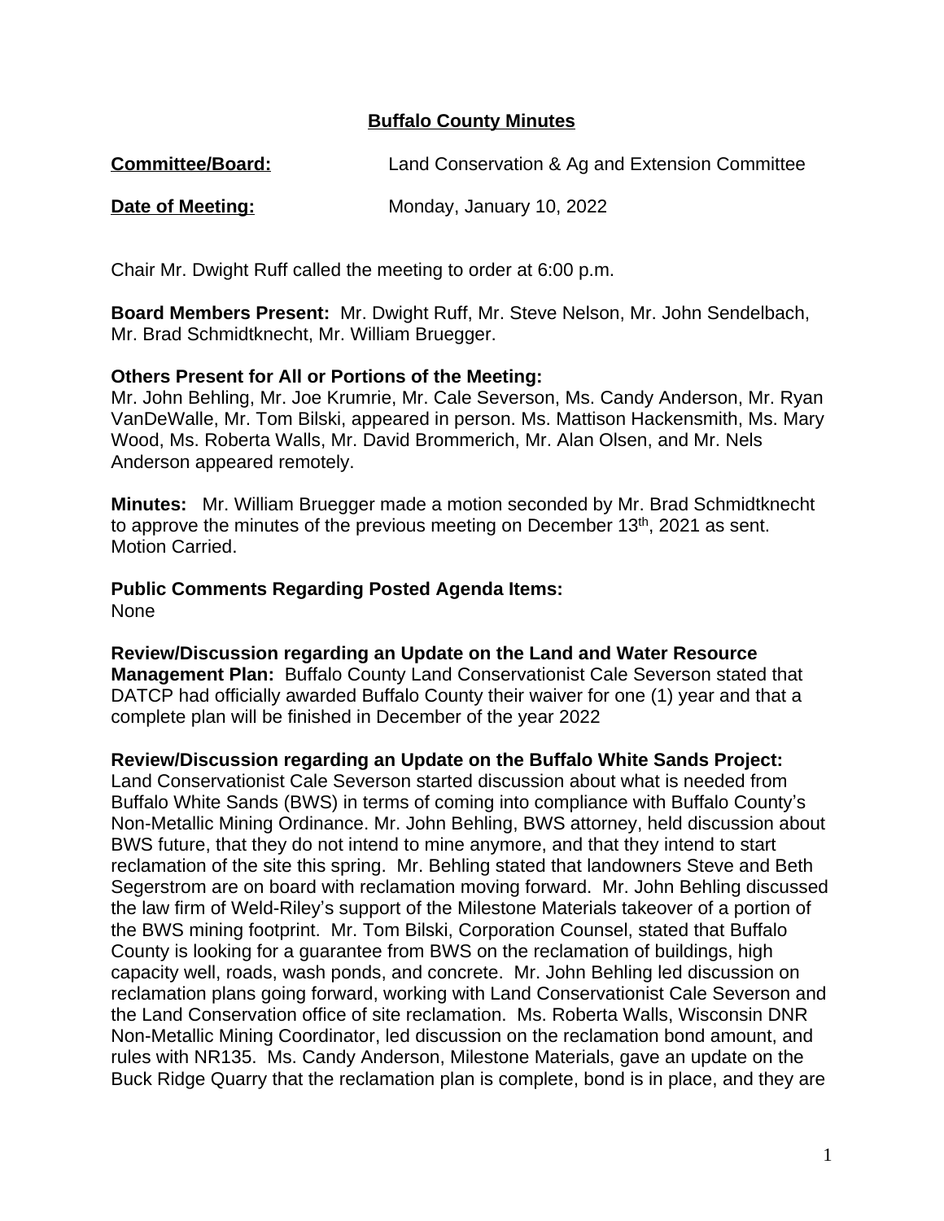# Buffalo County Minutes

**Committee/Board:** Land Conservation & Ag and Extension Committee

**Date of Meeting:** Monday, January 10, 2022

Chair Mr. Dwight Ruff called the meeting to order at 6:00 p.m.

**Board Members Present:** Mr. Dwight Ruff, Mr. Steve Nelson, Mr. John Sendelbach, Mr. Brad Schmidtknecht, Mr. William Bruegger.

**Others Present for All or Portions of the Meeting:**
Mr. John Behling, Mr. Joe Krumrie, Mr. Cale Severson, Ms. Candy Anderson, Mr. Ryan VanDeWalle, Mr. Tom Bilski, appeared in person. Ms. Mattison Hackensmith, Ms. Mary Wood, Ms. Roberta Walls, Mr. David Brommerich, Mr. Alan Olsen, and Mr. Nels Anderson appeared remotely.

**Minutes:** Mr. William Bruegger made a motion seconded by Mr. Brad Schmidtknecht to approve the minutes of the previous meeting on December 13th, 2021 as sent. Motion Carried.

**Public Comments Regarding Posted Agenda Items:**
None

**Review/Discussion regarding an Update on the Land and Water Resource Management Plan:** Buffalo County Land Conservationist Cale Severson stated that DATCP had officially awarded Buffalo County their waiver for one (1) year and that a complete plan will be finished in December of the year 2022

**Review/Discussion regarding an Update on the Buffalo White Sands Project:**
Land Conservationist Cale Severson started discussion about what is needed from Buffalo White Sands (BWS) in terms of coming into compliance with Buffalo County's Non-Metallic Mining Ordinance. Mr. John Behling, BWS attorney, held discussion about BWS future, that they do not intend to mine anymore, and that they intend to start reclamation of the site this spring. Mr. Behling stated that landowners Steve and Beth Segerstrom are on board with reclamation moving forward. Mr. John Behling discussed the law firm of Weld-Riley's support of the Milestone Materials takeover of a portion of the BWS mining footprint. Mr. Tom Bilski, Corporation Counsel, stated that Buffalo County is looking for a guarantee from BWS on the reclamation of buildings, high capacity well, roads, wash ponds, and concrete. Mr. John Behling led discussion on reclamation plans going forward, working with Land Conservationist Cale Severson and the Land Conservation office of site reclamation. Ms. Roberta Walls, Wisconsin DNR Non-Metallic Mining Coordinator, led discussion on the reclamation bond amount, and rules with NR135. Ms. Candy Anderson, Milestone Materials, gave an update on the Buck Ridge Quarry that the reclamation plan is complete, bond is in place, and they are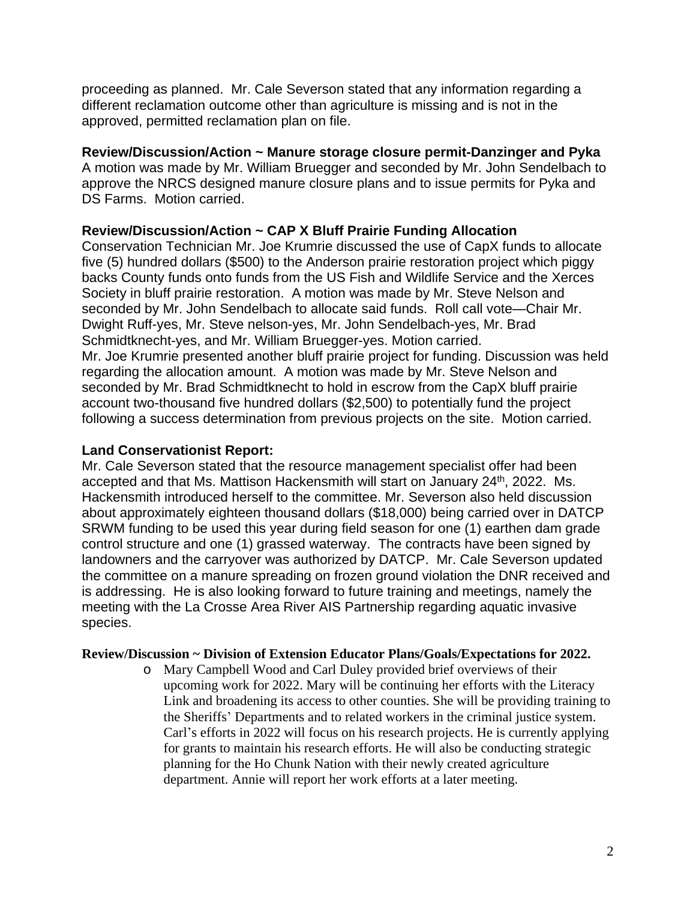proceeding as planned. Mr. Cale Severson stated that any information regarding a different reclamation outcome other than agriculture is missing and is not in the approved, permitted reclamation plan on file.

**Review/Discussion/Action ~ Manure storage closure permit-Danzinger and Pyka**

A motion was made by Mr. William Bruegger and seconded by Mr. John Sendelbach to approve the NRCS designed manure closure plans and to issue permits for Pyka and DS Farms. Motion carried.

**Review/Discussion/Action ~ CAP X Bluff Prairie Funding Allocation**

Conservation Technician Mr. Joe Krumrie discussed the use of CapX funds to allocate five (5) hundred dollars ($500) to the Anderson prairie restoration project which piggy backs County funds onto funds from the US Fish and Wildlife Service and the Xerces Society in bluff prairie restoration. A motion was made by Mr. Steve Nelson and seconded by Mr. John Sendelbach to allocate said funds. Roll call vote—Chair Mr. Dwight Ruff-yes, Mr. Steve nelson-yes, Mr. John Sendelbach-yes, Mr. Brad Schmidtknecht-yes, and Mr. William Bruegger-yes. Motion carried.
Mr. Joe Krumrie presented another bluff prairie project for funding. Discussion was held regarding the allocation amount. A motion was made by Mr. Steve Nelson and seconded by Mr. Brad Schmidtknecht to hold in escrow from the CapX bluff prairie account two-thousand five hundred dollars ($2,500) to potentially fund the project following a success determination from previous projects on the site. Motion carried.

**Land Conservationist Report:**

Mr. Cale Severson stated that the resource management specialist offer had been accepted and that Ms. Mattison Hackensmith will start on January 24th, 2022. Ms. Hackensmith introduced herself to the committee. Mr. Severson also held discussion about approximately eighteen thousand dollars ($18,000) being carried over in DATCP SRWM funding to be used this year during field season for one (1) earthen dam grade control structure and one (1) grassed waterway. The contracts have been signed by landowners and the carryover was authorized by DATCP. Mr. Cale Severson updated the committee on a manure spreading on frozen ground violation the DNR received and is addressing. He is also looking forward to future training and meetings, namely the meeting with the La Crosse Area River AIS Partnership regarding aquatic invasive species.

**Review/Discussion ~ Division of Extension Educator Plans/Goals/Expectations for 2022.**

- Mary Campbell Wood and Carl Duley provided brief overviews of their upcoming work for 2022. Mary will be continuing her efforts with the Literacy Link and broadening its access to other counties. She will be providing training to the Sheriffs' Departments and to related workers in the criminal justice system. Carl's efforts in 2022 will focus on his research projects. He is currently applying for grants to maintain his research efforts. He will also be conducting strategic planning for the Ho Chunk Nation with their newly created agriculture department. Annie will report her work efforts at a later meeting.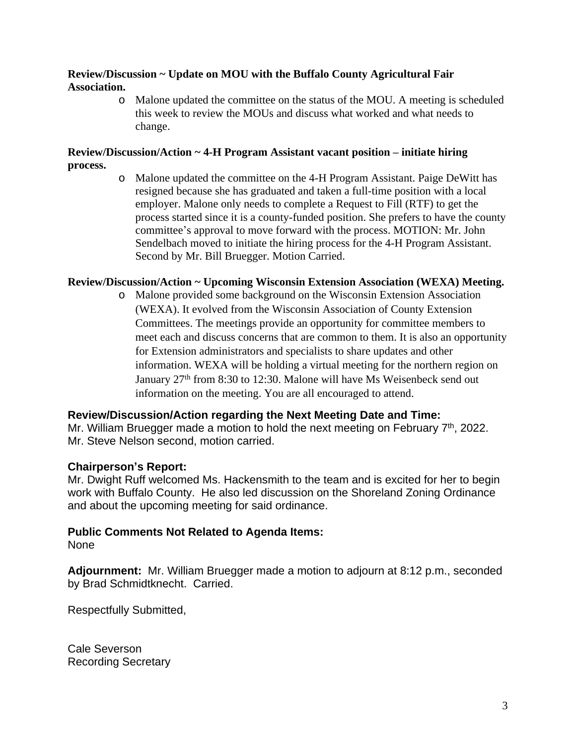**Review/Discussion ~ Update on MOU with the Buffalo County Agricultural Fair Association.**

- Malone updated the committee on the status of the MOU. A meeting is scheduled this week to review the MOUs and discuss what worked and what needs to change.

**Review/Discussion/Action ~ 4-H Program Assistant vacant position – initiate hiring process.**

- Malone updated the committee on the 4-H Program Assistant. Paige DeWitt has resigned because she has graduated and taken a full-time position with a local employer. Malone only needs to complete a Request to Fill (RTF) to get the process started since it is a county-funded position. She prefers to have the county committee's approval to move forward with the process. MOTION: Mr. John Sendelbach moved to initiate the hiring process for the 4-H Program Assistant. Second by Mr. Bill Bruegger. Motion Carried.

**Review/Discussion/Action ~ Upcoming Wisconsin Extension Association (WEXA) Meeting.**

- Malone provided some background on the Wisconsin Extension Association (WEXA). It evolved from the Wisconsin Association of County Extension Committees. The meetings provide an opportunity for committee members to meet each and discuss concerns that are common to them. It is also an opportunity for Extension administrators and specialists to share updates and other information. WEXA will be holding a virtual meeting for the northern region on January 27th from 8:30 to 12:30. Malone will have Ms Weisenbeck send out information on the meeting. You are all encouraged to attend.

**Review/Discussion/Action regarding the Next Meeting Date and Time:**
Mr. William Bruegger made a motion to hold the next meeting on February 7th, 2022. Mr. Steve Nelson second, motion carried.

**Chairperson's Report:**
Mr. Dwight Ruff welcomed Ms. Hackensmith to the team and is excited for her to begin work with Buffalo County. He also led discussion on the Shoreland Zoning Ordinance and about the upcoming meeting for said ordinance.

**Public Comments Not Related to Agenda Items:**
None

**Adjournment:** Mr. William Bruegger made a motion to adjourn at 8:12 p.m., seconded by Brad Schmidtknecht. Carried.

Respectfully Submitted,

Cale Severson
Recording Secretary